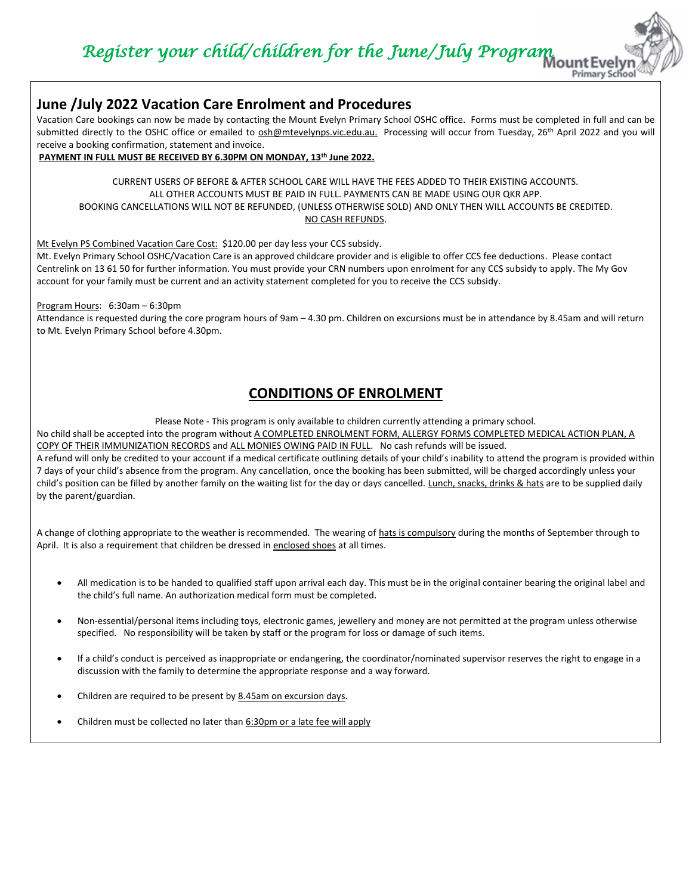# Register your child/children for the June/July Program

## June /July 2022 Vacation Care Enrolment and Procedures

Vacation Care bookings can now be made by contacting the Mount Evelyn Primary School OSHC office. Forms must be completed in full and can be submitted directly to the OSHC office or emailed to osh@mtevelynps.vic.edu.au. Processing will occur from Tuesday, 26th April 2022 and you will receive a booking confirmation, statement and invoice.

**PAYMENT IN FULL MUST BE RECEIVED BY 6.30PM ON MONDAY, 13th June 2022.**

CURRENT USERS OF BEFORE & AFTER SCHOOL CARE WILL HAVE THE FEES ADDED TO THEIR EXISTING ACCOUNTS.
ALL OTHER ACCOUNTS MUST BE PAID IN FULL. PAYMENTS CAN BE MADE USING OUR QKR APP.
BOOKING CANCELLATIONS WILL NOT BE REFUNDED, (UNLESS OTHERWISE SOLD) AND ONLY THEN WILL ACCOUNTS BE CREDITED.
NO CASH REFUNDS.

Mt Evelyn PS Combined Vacation Care Cost: $120.00 per day less your CCS subsidy.
Mt. Evelyn Primary School OSHC/Vacation Care is an approved childcare provider and is eligible to offer CCS fee deductions. Please contact Centrelink on 13 61 50 for further information. You must provide your CRN numbers upon enrolment for any CCS subsidy to apply. The My Gov account for your family must be current and an activity statement completed for you to receive the CCS subsidy.

Program Hours: 6:30am – 6:30pm
Attendance is requested during the core program hours of 9am – 4.30 pm. Children on excursions must be in attendance by 8.45am and will return to Mt. Evelyn Primary School before 4.30pm.

## CONDITIONS OF ENROLMENT

Please Note - This program is only available to children currently attending a primary school.

No child shall be accepted into the program without A COMPLETED ENROLMENT FORM, ALLERGY FORMS COMPLETED MEDICAL ACTION PLAN, A COPY OF THEIR IMMUNIZATION RECORDS and ALL MONIES OWING PAID IN FULL. No cash refunds will be issued.
A refund will only be credited to your account if a medical certificate outlining details of your child's inability to attend the program is provided within 7 days of your child's absence from the program. Any cancellation, once the booking has been submitted, will be charged accordingly unless your child's position can be filled by another family on the waiting list for the day or days cancelled. Lunch, snacks, drinks & hats are to be supplied daily by the parent/guardian.

A change of clothing appropriate to the weather is recommended. The wearing of hats is compulsory during the months of September through to April. It is also a requirement that children be dressed in enclosed shoes at all times.

- All medication is to be handed to qualified staff upon arrival each day. This must be in the original container bearing the original label and the child's full name. An authorization medical form must be completed.
- Non-essential/personal items including toys, electronic games, jewellery and money are not permitted at the program unless otherwise specified. No responsibility will be taken by staff or the program for loss or damage of such items.
- If a child's conduct is perceived as inappropriate or endangering, the coordinator/nominated supervisor reserves the right to engage in a discussion with the family to determine the appropriate response and a way forward.
- Children are required to be present by 8.45am on excursion days.
- Children must be collected no later than 6:30pm or a late fee will apply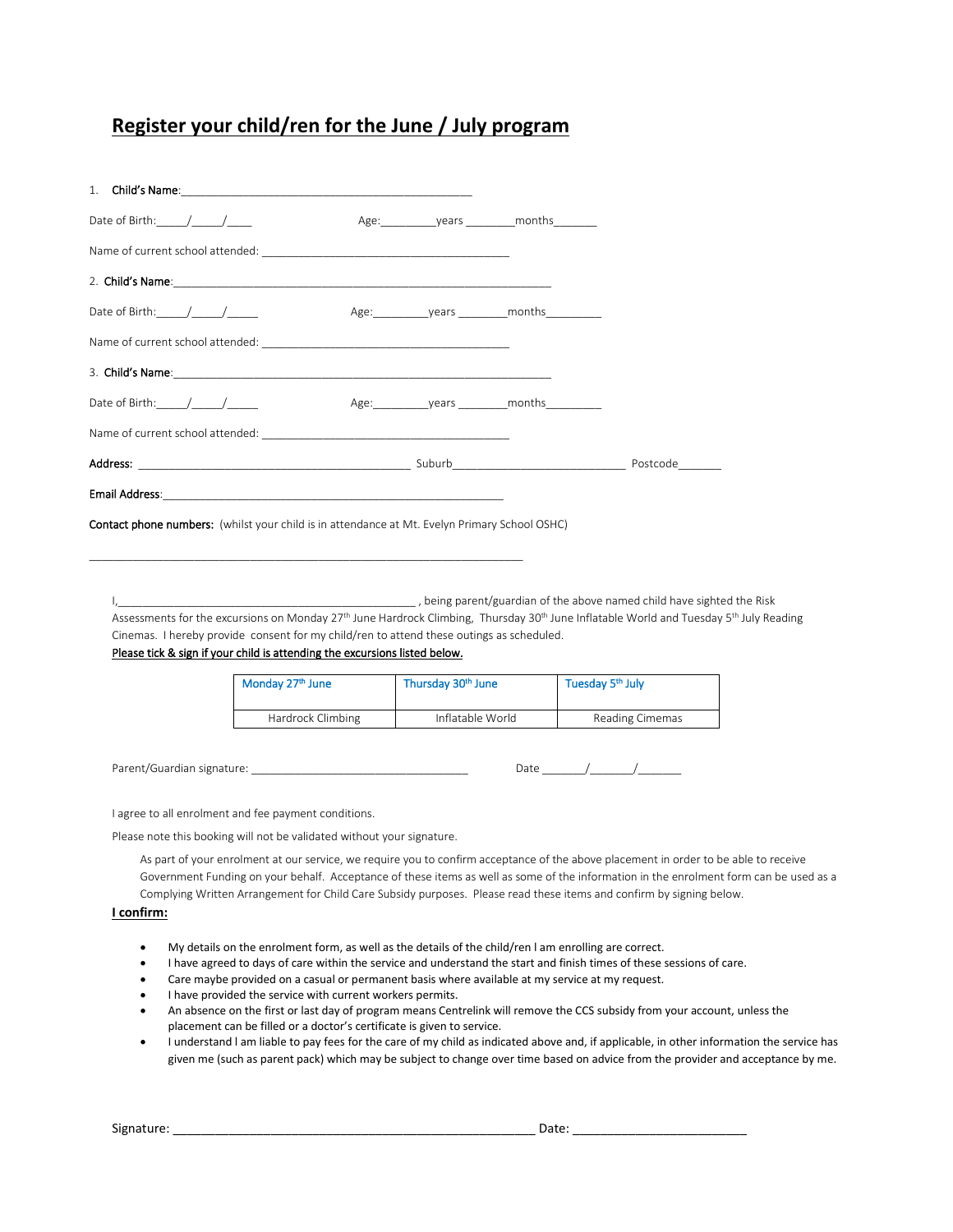# Register your child/ren for the June / July program

1. **Child's Name**:_______________________________________________

Date of Birth:_____/_____/____ Age:_________years ________months_______

Name of current school attended: ________________________________________

2. **Child's Name**:_____________________________________________________________

Date of Birth:_____/_____/_____ Age:_________years ________months_________

Name of current school attended: ________________________________________

3. **Child's Name**:_____________________________________________________________

Date of Birth:_____/_____/_____ Age:_________years ________months_________

Name of current school attended: ________________________________________

**Address:** ____________________________________________ Suburb____________________________ Postcode_______

**Email Address**:_________________________________________________________

**Contact phone numbers:** (whilst your child is in attendance at Mt. Evelyn Primary School OSHC)

______________________________________________________________________

I,_________________________________________________ , being parent/guardian of the above named child have sighted the Risk Assessments for the excursions on Monday 27th June Hardrock Climbing, Thursday 30th June Inflatable World and Tuesday 5th July Reading Cinemas. I hereby provide consent for my child/ren to attend these outings as scheduled.

Please tick & sign if your child is attending the excursions listed below.

| Monday 27th June | Thursday 30th June | Tuesday 5th July |
|---|---|---|
| Hardrock Climbing | Inflatable World | Reading Cimemas |

Parent/Guardian signature: ___________________________________ Date _______/_______/_______

I agree to all enrolment and fee payment conditions.

Please note this booking will not be validated without your signature.

As part of your enrolment at our service, we require you to confirm acceptance of the above placement in order to be able to receive Government Funding on your behalf. Acceptance of these items as well as some of the information in the enrolment form can be used as a Complying Written Arrangement for Child Care Subsidy purposes. Please read these items and confirm by signing below.

**I confirm:**

- My details on the enrolment form, as well as the details of the child/ren I am enrolling are correct.
- I have agreed to days of care within the service and understand the start and finish times of these sessions of care.
- Care maybe provided on a casual or permanent basis where available at my service at my request.
- I have provided the service with current workers permits.
- An absence on the first or last day of program means Centrelink will remove the CCS subsidy from your account, unless the placement can be filled or a doctor's certificate is given to service.
- I understand I am liable to pay fees for the care of my child as indicated above and, if applicable, in other information the service has given me (such as parent pack) which may be subject to change over time based on advice from the provider and acceptance by me.

Signature: ____________________________________________________ Date: _________________________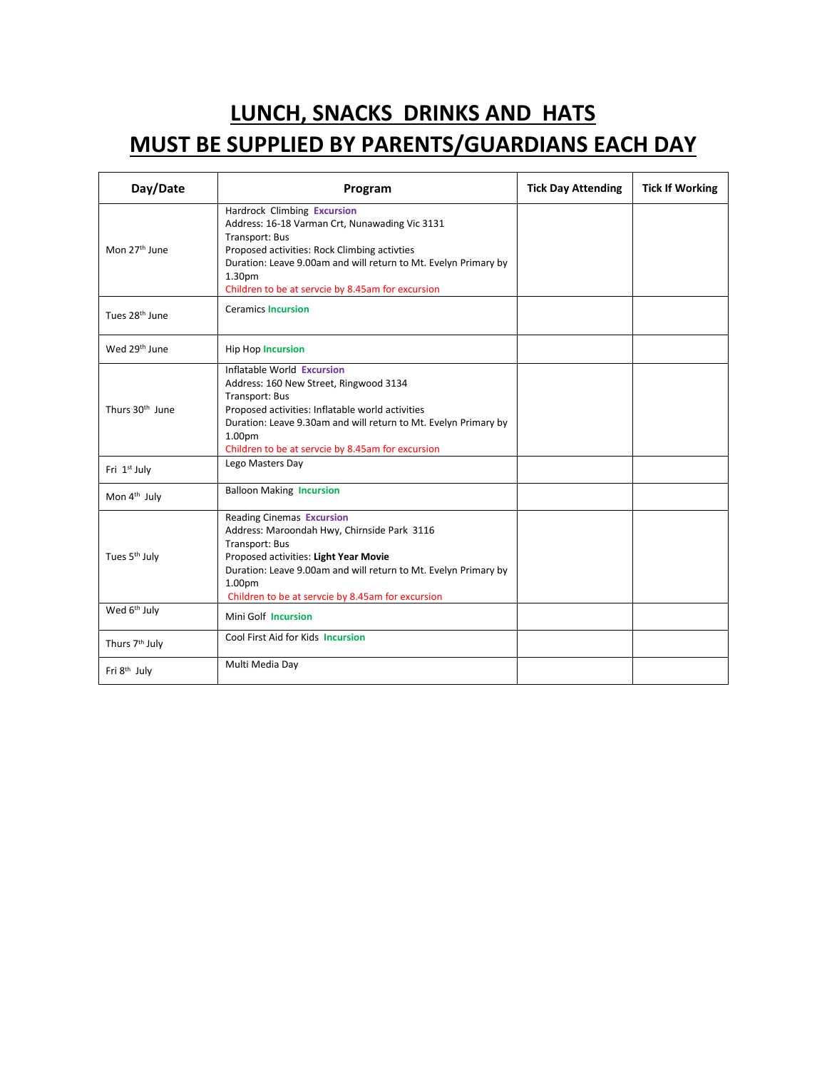# LUNCH, SNACKS DRINKS AND HATS MUST BE SUPPLIED BY PARENTS/GUARDIANS EACH DAY

| Day/Date | Program | Tick Day Attending | Tick If Working |
|---|---|---|---|
| Mon 27th June | Hardrock Climbing **Excursion**<br>Address: 16-18 Varman Crt, Nunawading Vic 3131<br>Transport: Bus<br>Proposed activities: Rock Climbing activties<br>Duration: Leave 9.00am and will return to Mt. Evelyn Primary by 1.30pm<br>Children to be at servcie by 8.45am for excursion | | |
| Tues 28th June | Ceramics **Incursion** | | |
| Wed 29th June | Hip Hop **Incursion** | | |
| Thurs 30th June | Inflatable World **Excursion**<br>Address: 160 New Street, Ringwood 3134<br>Transport: Bus<br>Proposed activities: Inflatable world activities<br>Duration: Leave 9.30am and will return to Mt. Evelyn Primary by 1.00pm<br>Children to be at servcie by 8.45am for excursion | | |
| Fri 1st July | Lego Masters Day | | |
| Mon 4th July | Balloon Making **Incursion** | | |
| Tues 5th July | Reading Cinemas **Excursion**<br>Address: Maroondah Hwy, Chirnside Park 3116<br>Transport: Bus<br>Proposed activities: **Light Year Movie**<br>Duration: Leave 9.00am and will return to Mt. Evelyn Primary by 1.00pm<br>Children to be at servcie by 8.45am for excursion | | |
| Wed 6th July | Mini Golf **Incursion** | | |
| Thurs 7th July | Cool First Aid for Kids **Incursion** | | |
| Fri 8th July | Multi Media Day | | |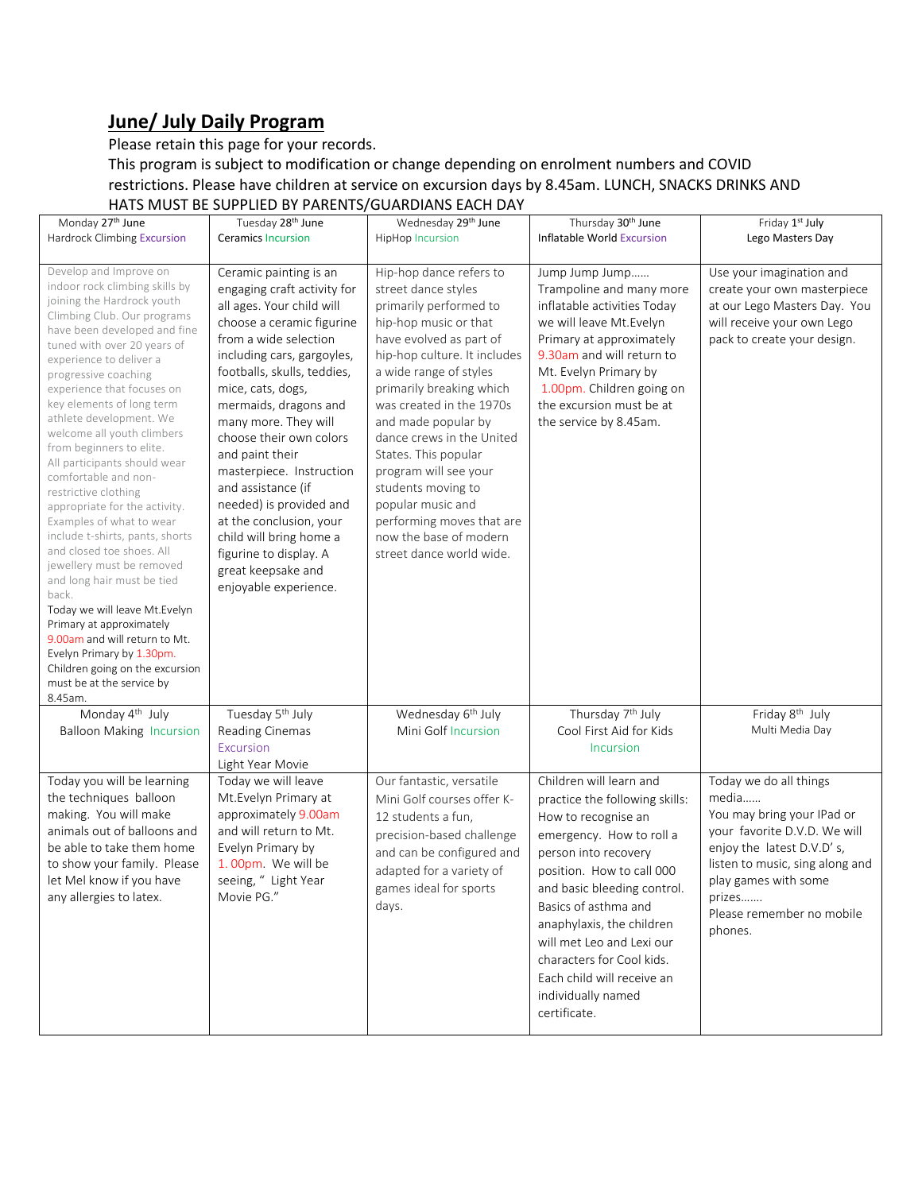## June/ July Daily Program

Please retain this page for your records.

This program is subject to modification or change depending on enrolment numbers and COVID restrictions. Please have children at service on excursion days by 8.45am. LUNCH, SNACKS DRINKS AND HATS MUST BE SUPPLIED BY PARENTS/GUARDIANS EACH DAY

| Monday 27th June<br>Hardrock Climbing Excursion | Tuesday 28th June<br>Ceramics Incursion | Wednesday 29th June<br>HipHop Incursion | Thursday 30th June<br>Inflatable World Excursion | Friday 1st July<br>Lego Masters Day |
|---|---|---|---|---|
| Develop and Improve on indoor rock climbing skills by joining the Hardrock youth Climbing Club. Our programs have been developed and fine tuned with over 20 years of experience to deliver a progressive coaching experience that focuses on key elements of long term athlete development. We welcome all youth climbers from beginners to elite. All participants should wear comfortable and non-restrictive clothing appropriate for the activity. Examples of what to wear include t-shirts, pants, shorts and closed toe shoes. All jewellery must be removed and long hair must be tied back. Today we will leave Mt.Evelyn Primary at approximately 9.00am and will return to Mt. Evelyn Primary by 1.30pm. Children going on the excursion must be at the service by 8.45am. | Ceramic painting is an engaging craft activity for all ages. Your child will choose a ceramic figurine from a wide selection including cars, gargoyles, footballs, skulls, teddies, mice, cats, dogs, mermaids, dragons and many more. They will choose their own colors and paint their masterpiece. Instruction and assistance (if needed) is provided and at the conclusion, your child will bring home a figurine to display. A great keepsake and enjoyable experience. | Hip-hop dance refers to street dance styles primarily performed to hip-hop music or that have evolved as part of hip-hop culture. It includes a wide range of styles primarily breaking which was created in the 1970s and made popular by dance crews in the United States. This popular program will see your students moving to popular music and performing moves that are now the base of modern street dance world wide. | Jump Jump Jump…… Trampoline and many more inflatable activities Today we will leave Mt.Evelyn Primary at approximately 9.30am and will return to Mt. Evelyn Primary by 1.00pm. Children going on the excursion must be at the service by 8.45am. | Use your imagination and create your own masterpiece at our Lego Masters Day. You will receive your own Lego pack to create your design. |
| **Monday 4th July**<br>**Balloon Making Incursion** | **Tuesday 5th July**<br>**Reading Cinemas Excursion**<br>**Light Year Movie** | **Wednesday 6th July**<br>**Mini Golf Incursion** | **Thursday 7th July**<br>**Cool First Aid for Kids Incursion** | **Friday 8th July**<br>**Multi Media Day** |
| Today you will be learning the techniques balloon making. You will make animals out of balloons and be able to take them home to show your family. Please let Mel know if you have any allergies to latex. | Today we will leave Mt.Evelyn Primary at approximately 9.00am and will return to Mt. Evelyn Primary by 1. 00pm. We will be seeing, " Light Year Movie PG." | Our fantastic, versatile Mini Golf courses offer K-12 students a fun, precision-based challenge and can be configured and adapted for a variety of games ideal for sports days. | Children will learn and practice the following skills: How to recognise an emergency. How to roll a person into recovery position. How to call 000 and basic bleeding control. Basics of asthma and anaphylaxis, the children will met Leo and Lexi our characters for Cool kids. Each child will receive an individually named certificate. | Today we do all things media…… You may bring your IPad or your favorite D.V.D. We will enjoy the latest D.V.D' s, listen to music, sing along and play games with some prizes……. Please remember no mobile phones. |